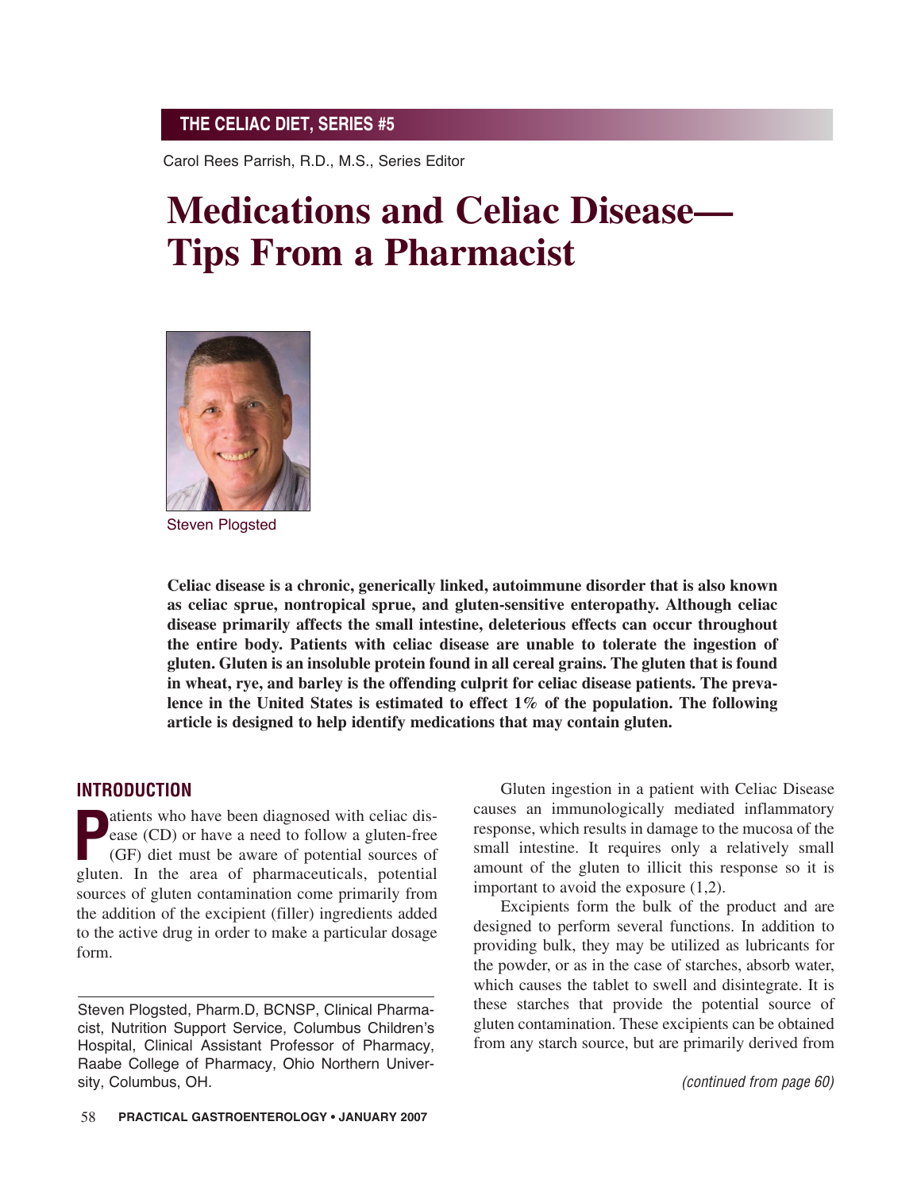THE CELIAC DIET, SERIES #5

Carol Rees Parrish, R.D., M.S., Series Editor

# Medications and Celiac Disease—Tips From a Pharmacist

Steven Plogsted

**Celiac disease is a chronic, generically linked, autoimmune disorder that is also known as celiac sprue, nontropical sprue, and gluten-sensitive enteropathy. Although celiac disease primarily affects the small intestine, deleterious effects can occur throughout the entire body. Patients with celiac disease are unable to tolerate the ingestion of gluten. Gluten is an insoluble protein found in all cereal grains. The gluten that is found in wheat, rye, and barley is the offending culprit for celiac disease patients. The prevalence in the United States is estimated to effect 1% of the population. The following article is designed to help identify medications that may contain gluten.**

## INTRODUCTION

Patients who have been diagnosed with celiac disease (CD) or have a need to follow a gluten-free (GF) diet must be aware of potential sources of gluten. In the area of pharmaceuticals, potential sources of gluten contamination come primarily from the addition of the excipient (filler) ingredients added to the active drug in order to make a particular dosage form.

Steven Plogsted, Pharm.D, BCNSP, Clinical Pharmacist, Nutrition Support Service, Columbus Children's Hospital, Clinical Assistant Professor of Pharmacy, Raabe College of Pharmacy, Ohio Northern University, Columbus, OH.

Gluten ingestion in a patient with Celiac Disease causes an immunologically mediated inflammatory response, which results in damage to the mucosa of the small intestine. It requires only a relatively small amount of the gluten to illicit this response so it is important to avoid the exposure (1,2).

Excipients form the bulk of the product and are designed to perform several functions. In addition to providing bulk, they may be utilized as lubricants for the powder, or as in the case of starches, absorb water, which causes the tablet to swell and disintegrate. It is these starches that provide the potential source of gluten contamination. These excipients can be obtained from any starch source, but are primarily derived from

*(continued from page 60)*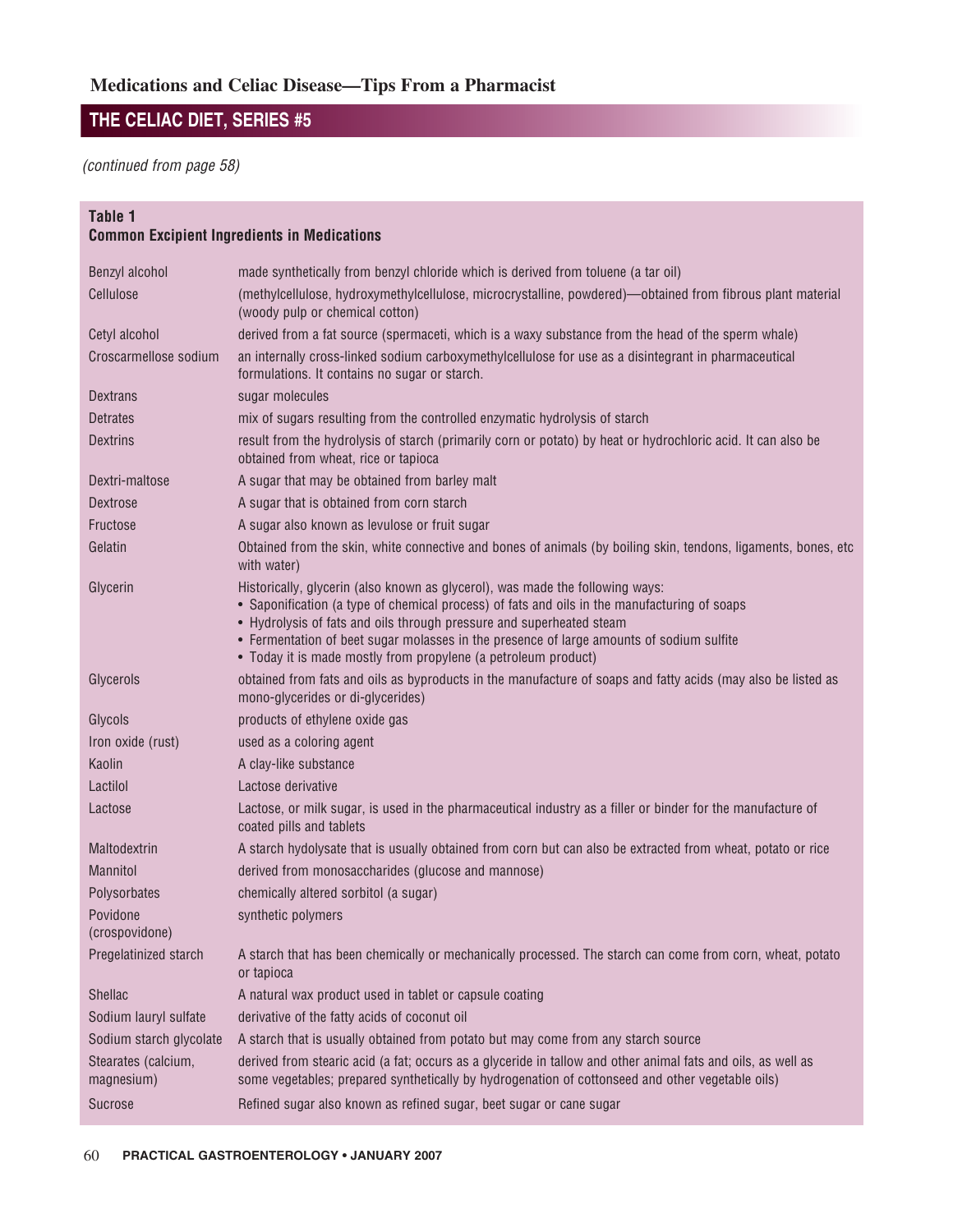## Medications and Celiac Disease—Tips From a Pharmacist

## THE CELIAC DIET, SERIES #5

*(continued from page 58)*

**Table 1**
**Common Excipient Ingredients in Medications**

| Ingredient | Description |
|---|---|
| Benzyl alcohol | made synthetically from benzyl chloride which is derived from toluene (a tar oil) |
| Cellulose | (methylcellulose, hydroxymethylcellulose, microcrystalline, powdered)—obtained from fibrous plant material (woody pulp or chemical cotton) |
| Cetyl alcohol | derived from a fat source (spermaceti, which is a waxy substance from the head of the sperm whale) |
| Croscarmellose sodium | an internally cross-linked sodium carboxymethylcellulose for use as a disintegrant in pharmaceutical formulations. It contains no sugar or starch. |
| Dextrans | sugar molecules |
| Detrates | mix of sugars resulting from the controlled enzymatic hydrolysis of starch |
| Dextrins | result from the hydrolysis of starch (primarily corn or potato) by heat or hydrochloric acid. It can also be obtained from wheat, rice or tapioca |
| Dextri-maltose | A sugar that may be obtained from barley malt |
| Dextrose | A sugar that is obtained from corn starch |
| Fructose | A sugar also known as levulose or fruit sugar |
| Gelatin | Obtained from the skin, white connective and bones of animals (by boiling skin, tendons, ligaments, bones, etc with water) |
| Glycerin | Historically, glycerin (also known as glycerol), was made the following ways:<br>• Saponification (a type of chemical process) of fats and oils in the manufacturing of soaps<br>• Hydrolysis of fats and oils through pressure and superheated steam<br>• Fermentation of beet sugar molasses in the presence of large amounts of sodium sulfite<br>• Today it is made mostly from propylene (a petroleum product) |
| Glycerols | obtained from fats and oils as byproducts in the manufacture of soaps and fatty acids (may also be listed as mono-glycerides or di-glycerides) |
| Glycols | products of ethylene oxide gas |
| Iron oxide (rust) | used as a coloring agent |
| Kaolin | A clay-like substance |
| Lactilol | Lactose derivative |
| Lactose | Lactose, or milk sugar, is used in the pharmaceutical industry as a filler or binder for the manufacture of coated pills and tablets |
| Maltodextrin | A starch hydolysate that is usually obtained from corn but can also be extracted from wheat, potato or rice |
| Mannitol | derived from monosaccharides (glucose and mannose) |
| Polysorbates | chemically altered sorbitol (a sugar) |
| Povidone (crospovidone) | synthetic polymers |
| Pregelatinized starch | A starch that has been chemically or mechanically processed. The starch can come from corn, wheat, potato or tapioca |
| Shellac | A natural wax product used in tablet or capsule coating |
| Sodium lauryl sulfate | derivative of the fatty acids of coconut oil |
| Sodium starch glycolate | A starch that is usually obtained from potato but may come from any starch source |
| Stearates (calcium, magnesium) | derived from stearic acid (a fat; occurs as a glyceride in tallow and other animal fats and oils, as well as some vegetables; prepared synthetically by hydrogenation of cottonseed and other vegetable oils) |
| Sucrose | Refined sugar also known as refined sugar, beet sugar or cane sugar |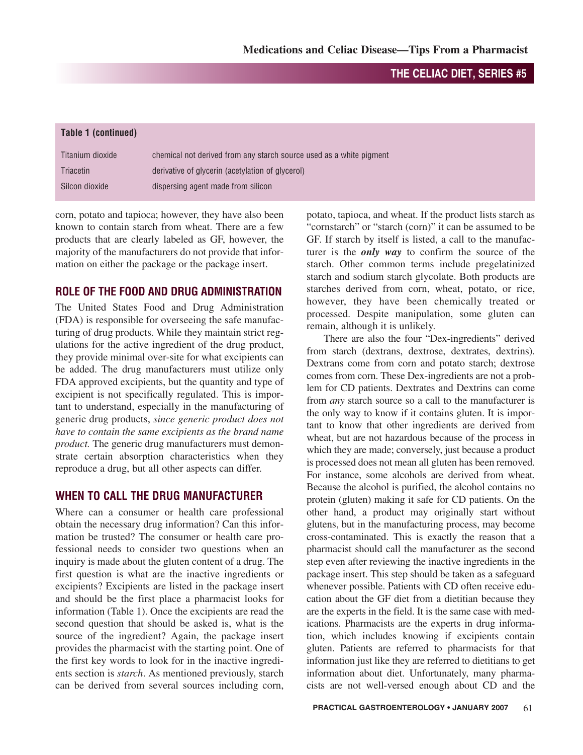**Table 1 (continued)**

| | |
|---|---|
| Titanium dioxide | chemical not derived from any starch source used as a white pigment |
| Triacetin | derivative of glycerin (acetylation of glycerol) |
| Silcon dioxide | dispersing agent made from silicon |

corn, potato and tapioca; however, they have also been known to contain starch from wheat. There are a few products that are clearly labeled as GF, however, the majority of the manufacturers do not provide that information on either the package or the package insert.

## ROLE OF THE FOOD AND DRUG ADMINISTRATION

The United States Food and Drug Administration (FDA) is responsible for overseeing the safe manufacturing of drug products. While they maintain strict regulations for the active ingredient of the drug product, they provide minimal over-site for what excipients can be added. The drug manufacturers must utilize only FDA approved excipients, but the quantity and type of excipient is not specifically regulated. This is important to understand, especially in the manufacturing of generic drug products, *since generic product does not have to contain the same excipients as the brand name product.* The generic drug manufacturers must demonstrate certain absorption characteristics when they reproduce a drug, but all other aspects can differ.

## WHEN TO CALL THE DRUG MANUFACTURER

Where can a consumer or health care professional obtain the necessary drug information? Can this information be trusted? The consumer or health care professional needs to consider two questions when an inquiry is made about the gluten content of a drug. The first question is what are the inactive ingredients or excipients? Excipients are listed in the package insert and should be the first place a pharmacist looks for information (Table 1). Once the excipients are read the second question that should be asked is, what is the source of the ingredient? Again, the package insert provides the pharmacist with the starting point. One of the first key words to look for in the inactive ingredients section is *starch*. As mentioned previously, starch can be derived from several sources including corn, potato, tapioca, and wheat. If the product lists starch as "cornstarch" or "starch (corn)" it can be assumed to be GF. If starch by itself is listed, a call to the manufacturer is the ***only way*** to confirm the source of the starch. Other common terms include pregelatinized starch and sodium starch glycolate. Both products are starches derived from corn, wheat, potato, or rice, however, they have been chemically treated or processed. Despite manipulation, some gluten can remain, although it is unlikely.

There are also the four "Dex-ingredients" derived from starch (dextrans, dextrose, dextrates, dextrins). Dextrans come from corn and potato starch; dextrose comes from corn. These Dex-ingredients are not a problem for CD patients. Dextrates and Dextrins can come from *any* starch source so a call to the manufacturer is the only way to know if it contains gluten. It is important to know that other ingredients are derived from wheat, but are not hazardous because of the process in which they are made; conversely, just because a product is processed does not mean all gluten has been removed. For instance, some alcohols are derived from wheat. Because the alcohol is purified, the alcohol contains no protein (gluten) making it safe for CD patients. On the other hand, a product may originally start without glutens, but in the manufacturing process, may become cross-contaminated. This is exactly the reason that a pharmacist should call the manufacturer as the second step even after reviewing the inactive ingredients in the package insert. This step should be taken as a safeguard whenever possible. Patients with CD often receive education about the GF diet from a dietitian because they are the experts in the field. It is the same case with medications. Pharmacists are the experts in drug information, which includes knowing if excipients contain gluten. Patients are referred to pharmacists for that information just like they are referred to dietitians to get information about diet. Unfortunately, many pharmacists are not well-versed enough about CD and the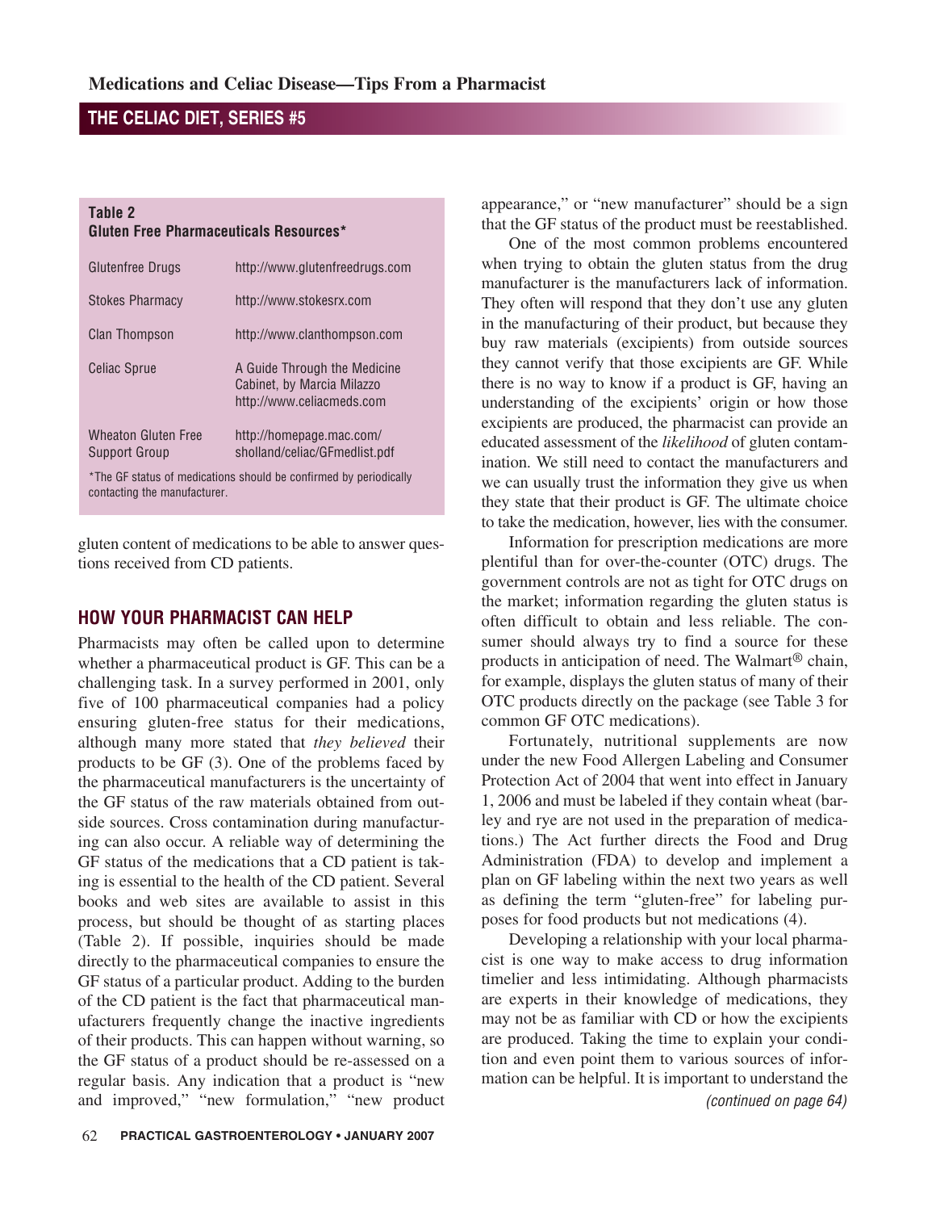**Table 2**
**Gluten Free Pharmaceuticals Resources***

| Resource | Website |
|---|---|
| Glutenfree Drugs | http://www.glutenfreedrugs.com |
| Stokes Pharmacy | http://www.stokesrx.com |
| Clan Thompson | http://www.clanthompson.com |
| Celiac Sprue | A Guide Through the Medicine Cabinet, by Marcia Milazzo http://www.celiacmeds.com |
| Wheaton Gluten Free Support Group | http://homepage.mac.com/sholland/celiac/GFmedlist.pdf |

*The GF status of medications should be confirmed by periodically contacting the manufacturer.

gluten content of medications to be able to answer questions received from CD patients.

## HOW YOUR PHARMACIST CAN HELP

Pharmacists may often be called upon to determine whether a pharmaceutical product is GF. This can be a challenging task. In a survey performed in 2001, only five of 100 pharmaceutical companies had a policy ensuring gluten-free status for their medications, although many more stated that *they believed* their products to be GF (3). One of the problems faced by the pharmaceutical manufacturers is the uncertainty of the GF status of the raw materials obtained from outside sources. Cross contamination during manufacturing can also occur. A reliable way of determining the GF status of the medications that a CD patient is taking is essential to the health of the CD patient. Several books and web sites are available to assist in this process, but should be thought of as starting places (Table 2). If possible, inquiries should be made directly to the pharmaceutical companies to ensure the GF status of a particular product. Adding to the burden of the CD patient is the fact that pharmaceutical manufacturers frequently change the inactive ingredients of their products. This can happen without warning, so the GF status of a product should be re-assessed on a regular basis. Any indication that a product is "new and improved," "new formulation," "new product appearance," or "new manufacturer" should be a sign that the GF status of the product must be reestablished.

One of the most common problems encountered when trying to obtain the gluten status from the drug manufacturer is the manufacturers lack of information. They often will respond that they don't use any gluten in the manufacturing of their product, but because they buy raw materials (excipients) from outside sources they cannot verify that those excipients are GF. While there is no way to know if a product is GF, having an understanding of the excipients' origin or how those excipients are produced, the pharmacist can provide an educated assessment of the *likelihood* of gluten contamination. We still need to contact the manufacturers and we can usually trust the information they give us when they state that their product is GF. The ultimate choice to take the medication, however, lies with the consumer.

Information for prescription medications are more plentiful than for over-the-counter (OTC) drugs. The government controls are not as tight for OTC drugs on the market; information regarding the gluten status is often difficult to obtain and less reliable. The consumer should always try to find a source for these products in anticipation of need. The Walmart® chain, for example, displays the gluten status of many of their OTC products directly on the package (see Table 3 for common GF OTC medications).

Fortunately, nutritional supplements are now under the new Food Allergen Labeling and Consumer Protection Act of 2004 that went into effect in January 1, 2006 and must be labeled if they contain wheat (barley and rye are not used in the preparation of medications.) The Act further directs the Food and Drug Administration (FDA) to develop and implement a plan on GF labeling within the next two years as well as defining the term "gluten-free" for labeling purposes for food products but not medications (4).

Developing a relationship with your local pharmacist is one way to make access to drug information timelier and less intimidating. Although pharmacists are experts in their knowledge of medications, they may not be as familiar with CD or how the excipients are produced. Taking the time to explain your condition and even point them to various sources of information can be helpful. It is important to understand the

*(continued on page 64)*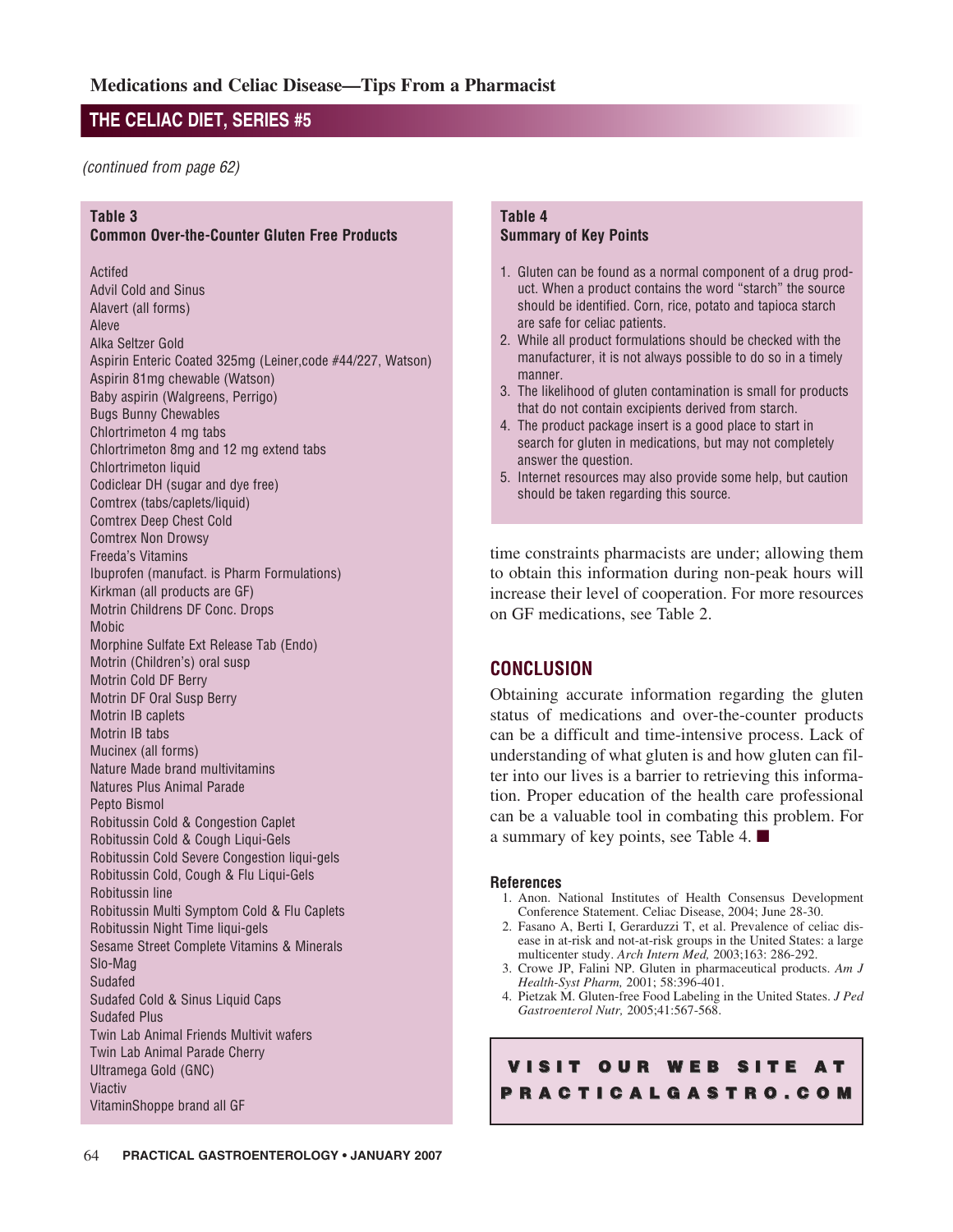## THE CELIAC DIET, SERIES #5

*(continued from page 62)*

**Table 3**
**Common Over-the-Counter Gluten Free Products**

Actifed
Advil Cold and Sinus
Alavert (all forms)
Aleve
Alka Seltzer Gold
Aspirin Enteric Coated 325mg (Leiner,code #44/227, Watson)
Aspirin 81mg chewable (Watson)
Baby aspirin (Walgreens, Perrigo)
Bugs Bunny Chewables
Chlortrimeton 4 mg tabs
Chlortrimeton 8mg and 12 mg extend tabs
Chlortrimeton liquid
Codiclear DH (sugar and dye free)
Comtrex (tabs/caplets/liquid)
Comtrex Deep Chest Cold
Comtrex Non Drowsy
Freeda's Vitamins
Ibuprofen (manufact. is Pharm Formulations)
Kirkman (all products are GF)
Motrin Childrens DF Conc. Drops
Mobic
Morphine Sulfate Ext Release Tab (Endo)
Motrin (Children's) oral susp
Motrin Cold DF Berry
Motrin DF Oral Susp Berry
Motrin IB caplets
Motrin IB tabs
Mucinex (all forms)
Nature Made brand multivitamins
Natures Plus Animal Parade
Pepto Bismol
Robitussin Cold & Congestion Caplet
Robitussin Cold & Cough Liqui-Gels
Robitussin Cold Severe Congestion liqui-gels
Robitussin Cold, Cough & Flu Liqui-Gels
Robitussin line
Robitussin Multi Symptom Cold & Flu Caplets
Robitussin Night Time liqui-gels
Sesame Street Complete Vitamins & Minerals
Slo-Mag
Sudafed
Sudafed Cold & Sinus Liquid Caps
Sudafed Plus
Twin Lab Animal Friends Multivit wafers
Twin Lab Animal Parade Cherry
Ultramega Gold (GNC)
Viactiv
VitaminShoppe brand all GF

**Table 4**
**Summary of Key Points**

1. Gluten can be found as a normal component of a drug product. When a product contains the word "starch" the source should be identified. Corn, rice, potato and tapioca starch are safe for celiac patients.
2. While all product formulations should be checked with the manufacturer, it is not always possible to do so in a timely manner.
3. The likelihood of gluten contamination is small for products that do not contain excipients derived from starch.
4. The product package insert is a good place to start in search for gluten in medications, but may not completely answer the question.
5. Internet resources may also provide some help, but caution should be taken regarding this source.

time constraints pharmacists are under; allowing them to obtain this information during non-peak hours will increase their level of cooperation. For more resources on GF medications, see Table 2.

## CONCLUSION

Obtaining accurate information regarding the gluten status of medications and over-the-counter products can be a difficult and time-intensive process. Lack of understanding of what gluten is and how gluten can filter into our lives is a barrier to retrieving this information. Proper education of the health care professional can be a valuable tool in combating this problem. For a summary of key points, see Table 4. ■

### References

1. Anon. National Institutes of Health Consensus Development Conference Statement. Celiac Disease, 2004; June 28-30.
2. Fasano A, Berti I, Gerarduzzi T, et al. Prevalence of celiac disease in at-risk and not-at-risk groups in the United States: a large multicenter study. *Arch Intern Med,* 2003;163: 286-292.
3. Crowe JP, Falini NP. Gluten in pharmaceutical products. *Am J Health-Syst Pharm,* 2001; 58:396-401.
4. Pietzak M. Gluten-free Food Labeling in the United States. *J Ped Gastroenterol Nutr,* 2005;41:567-568.

**VISIT OUR WEB SITE AT PRACTICALGASTRO.COM**